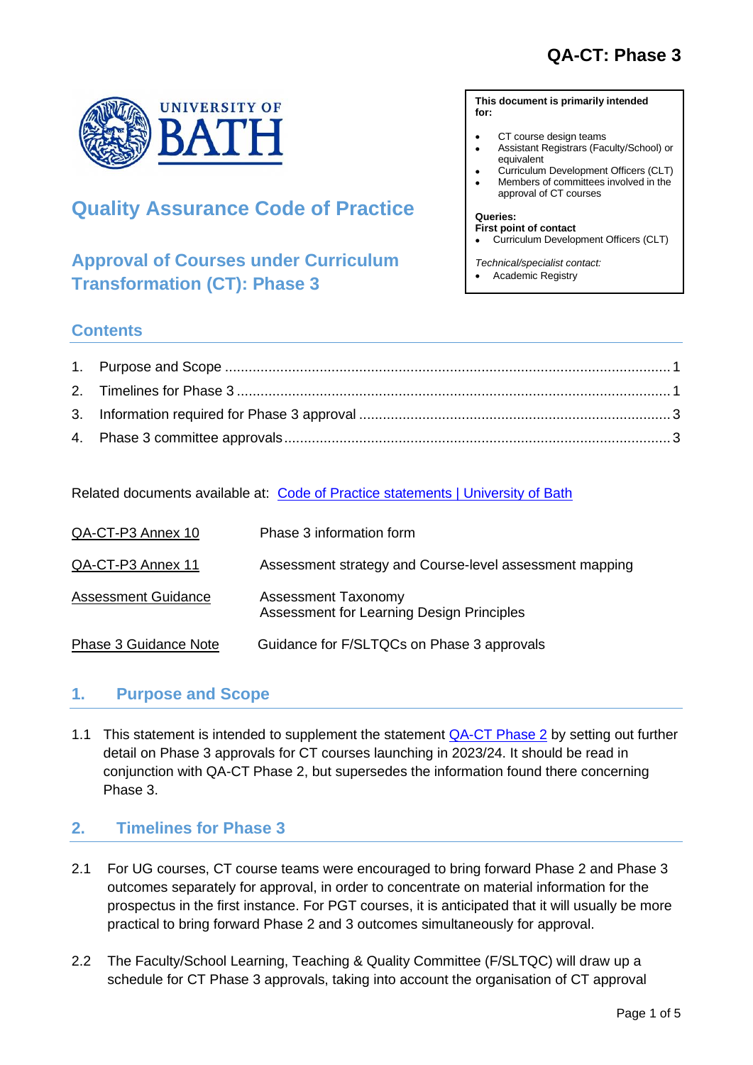QA-CT: Phase 3

UNIVERSITY OF BATH

# Quality Assurance Code of Practice

## Approval of Courses under Curriculum Transformation (CT): Phase 3

**This document is primarily intended for:**

- CT course design teams
- Assistant Registrars (Faculty/School) or equivalent
- Curriculum Development Officers (CLT)
- Members of committees involved in the approval of CT courses

**Queries:**
**First point of contact**
- Curriculum Development Officers (CLT)

*Technical/specialist contact:*
- Academic Registry

## Contents

1. Purpose and Scope ..... 1
2. Timelines for Phase 3 ..... 1
3. Information required for Phase 3 approval ..... 3
4. Phase 3 committee approvals ..... 3

Related documents available at: [Code of Practice statements | University of Bath]

| | |
|---|---|
| QA-CT-P3 Annex 10 | Phase 3 information form |
| QA-CT-P3 Annex 11 | Assessment strategy and Course-level assessment mapping |
| Assessment Guidance | Assessment Taxonomy<br>Assessment for Learning Design Principles |
| Phase 3 Guidance Note | Guidance for F/SLTQCs on Phase 3 approvals |

## 1. Purpose and Scope

1.1 This statement is intended to supplement the statement QA-CT Phase 2 by setting out further detail on Phase 3 approvals for CT courses launching in 2023/24. It should be read in conjunction with QA-CT Phase 2, but supersedes the information found there concerning Phase 3.

## 2. Timelines for Phase 3

2.1 For UG courses, CT course teams were encouraged to bring forward Phase 2 and Phase 3 outcomes separately for approval, in order to concentrate on material information for the prospectus in the first instance. For PGT courses, it is anticipated that it will usually be more practical to bring forward Phase 2 and 3 outcomes simultaneously for approval.

2.2 The Faculty/School Learning, Teaching & Quality Committee (F/SLTQC) will draw up a schedule for CT Phase 3 approvals, taking into account the organisation of CT approval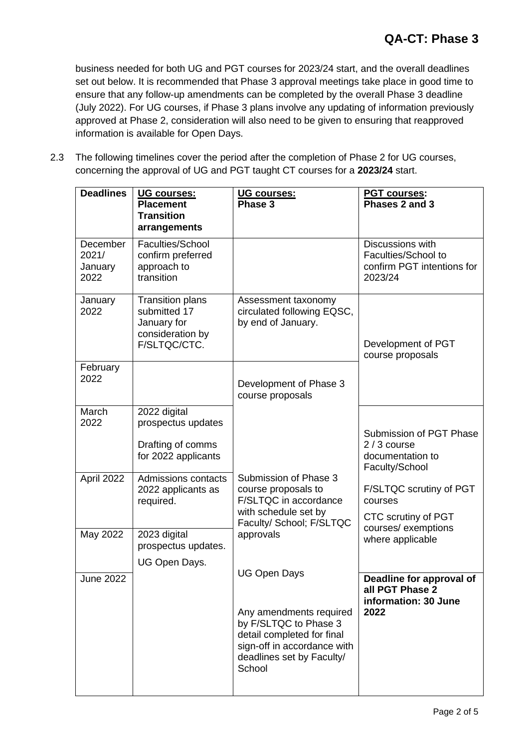business needed for both UG and PGT courses for 2023/24 start, and the overall deadlines set out below. It is recommended that Phase 3 approval meetings take place in good time to ensure that any follow-up amendments can be completed by the overall Phase 3 deadline (July 2022). For UG courses, if Phase 3 plans involve any updating of information previously approved at Phase 2, consideration will also need to be given to ensuring that reapproved information is available for Open Days.

2.3 The following timelines cover the period after the completion of Phase 2 for UG courses, concerning the approval of UG and PGT taught CT courses for a **2023/24** start.

| **Deadlines** | **UG courses: Placement Transition arrangements** | **UG courses: Phase 3** | **PGT courses: Phases 2 and 3** |
|---|---|---|---|
| December 2021/ January 2022 | Faculties/School confirm preferred approach to transition | | Discussions with Faculties/School to confirm PGT intentions for 2023/24 |
| January 2022 | Transition plans submitted 17 January for consideration by F/SLTQC/CTC. | Assessment taxonomy circulated following EQSC, by end of January. | Development of PGT course proposals |
| February 2022 | | Development of Phase 3 course proposals | |
| March 2022 | 2022 digital prospectus updates<br><br>Drafting of comms for 2022 applicants | | Submission of PGT Phase 2 / 3 course documentation to Faculty/School |
| April 2022 | Admissions contacts 2022 applicants as required. | Submission of Phase 3 course proposals to F/SLTQC in accordance with schedule set by Faculty/ School; F/SLTQC approvals | F/SLTQC scrutiny of PGT courses<br><br>CTC scrutiny of PGT courses/ exemptions where applicable |
| May 2022 | 2023 digital prospectus updates.<br><br>UG Open Days. | | |
| June 2022 | | UG Open Days<br><br>Any amendments required by F/SLTQC to Phase 3 detail completed for final sign-off in accordance with deadlines set by Faculty/ School | **Deadline for approval of all PGT Phase 2 information: 30 June 2022** |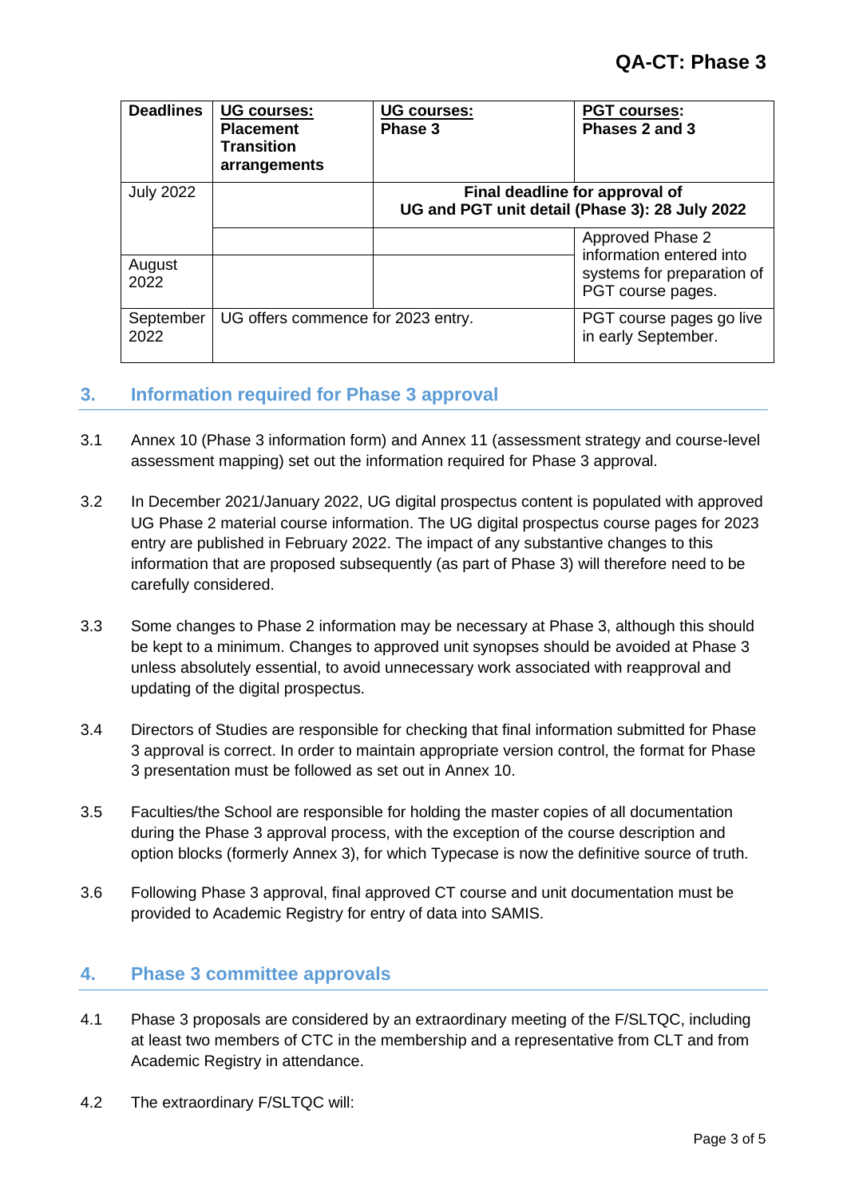# QA-CT: Phase 3

| Deadlines | UG courses: Placement Transition arrangements | UG courses: Phase 3 | PGT courses: Phases 2 and 3 |
|---|---|---|---|
| July 2022 | | Final deadline for approval of UG and PGT unit detail (Phase 3): 28 July 2022 | |
| | | | Approved Phase 2 information entered into systems for preparation of PGT course pages. |
| August 2022 | | | |
| September 2022 | UG offers commence for 2023 entry. | | PGT course pages go live in early September. |

## 3. Information required for Phase 3 approval

3.1 Annex 10 (Phase 3 information form) and Annex 11 (assessment strategy and course-level assessment mapping) set out the information required for Phase 3 approval.

3.2 In December 2021/January 2022, UG digital prospectus content is populated with approved UG Phase 2 material course information. The UG digital prospectus course pages for 2023 entry are published in February 2022. The impact of any substantive changes to this information that are proposed subsequently (as part of Phase 3) will therefore need to be carefully considered.

3.3 Some changes to Phase 2 information may be necessary at Phase 3, although this should be kept to a minimum. Changes to approved unit synopses should be avoided at Phase 3 unless absolutely essential, to avoid unnecessary work associated with reapproval and updating of the digital prospectus.

3.4 Directors of Studies are responsible for checking that final information submitted for Phase 3 approval is correct. In order to maintain appropriate version control, the format for Phase 3 presentation must be followed as set out in Annex 10.

3.5 Faculties/the School are responsible for holding the master copies of all documentation during the Phase 3 approval process, with the exception of the course description and option blocks (formerly Annex 3), for which Typecase is now the definitive source of truth.

3.6 Following Phase 3 approval, final approved CT course and unit documentation must be provided to Academic Registry for entry of data into SAMIS.

## 4. Phase 3 committee approvals

4.1 Phase 3 proposals are considered by an extraordinary meeting of the F/SLTQC, including at least two members of CTC in the membership and a representative from CLT and from Academic Registry in attendance.

4.2 The extraordinary F/SLTQC will: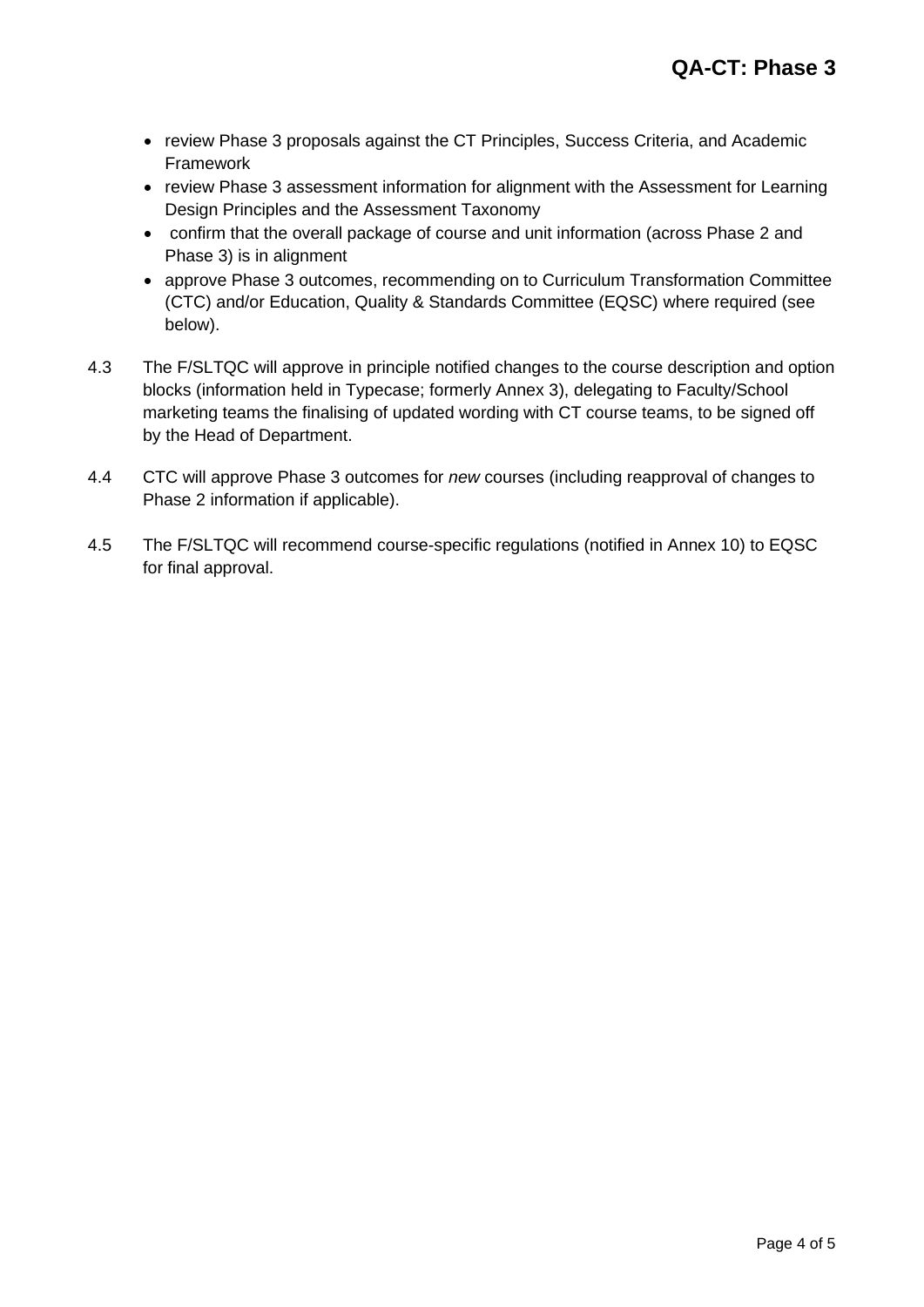- review Phase 3 proposals against the CT Principles, Success Criteria, and Academic Framework
- review Phase 3 assessment information for alignment with the Assessment for Learning Design Principles and the Assessment Taxonomy
- confirm that the overall package of course and unit information (across Phase 2 and Phase 3) is in alignment
- approve Phase 3 outcomes, recommending on to Curriculum Transformation Committee (CTC) and/or Education, Quality & Standards Committee (EQSC) where required (see below).

4.3 The F/SLTQC will approve in principle notified changes to the course description and option blocks (information held in Typecase; formerly Annex 3), delegating to Faculty/School marketing teams the finalising of updated wording with CT course teams, to be signed off by the Head of Department.

4.4 CTC will approve Phase 3 outcomes for *new* courses (including reapproval of changes to Phase 2 information if applicable).

4.5 The F/SLTQC will recommend course-specific regulations (notified in Annex 10) to EQSC for final approval.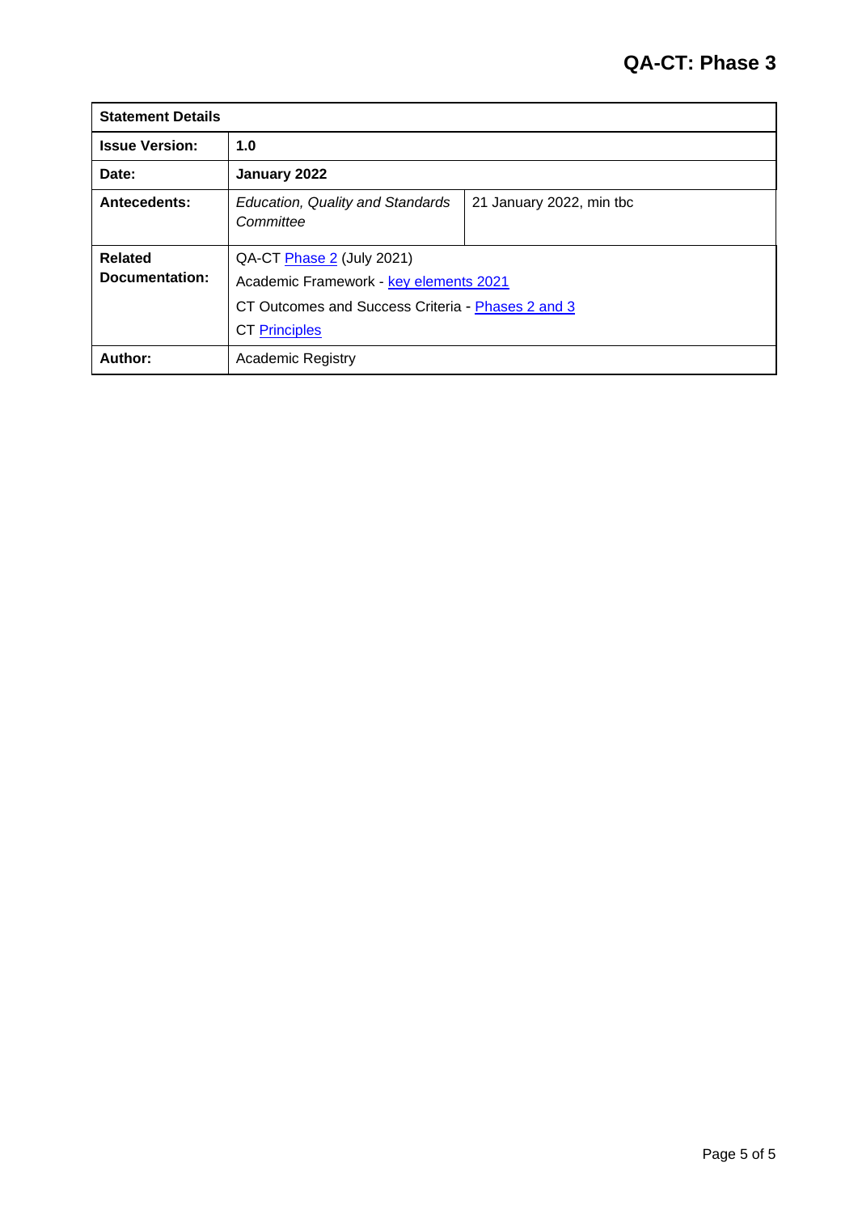| Statement Details | | |
| --- | --- | --- |
| **Issue Version:** | **1.0** | |
| **Date:** | **January 2022** | |
| **Antecedents:** | *Education, Quality and Standards Committee* | 21 January 2022, min tbc |
| **Related Documentation:** | QA-CT Phase 2 (July 2021)<br>Academic Framework - key elements 2021<br>CT Outcomes and Success Criteria - Phases 2 and 3<br>CT Principles | |
| **Author:** | Academic Registry | |